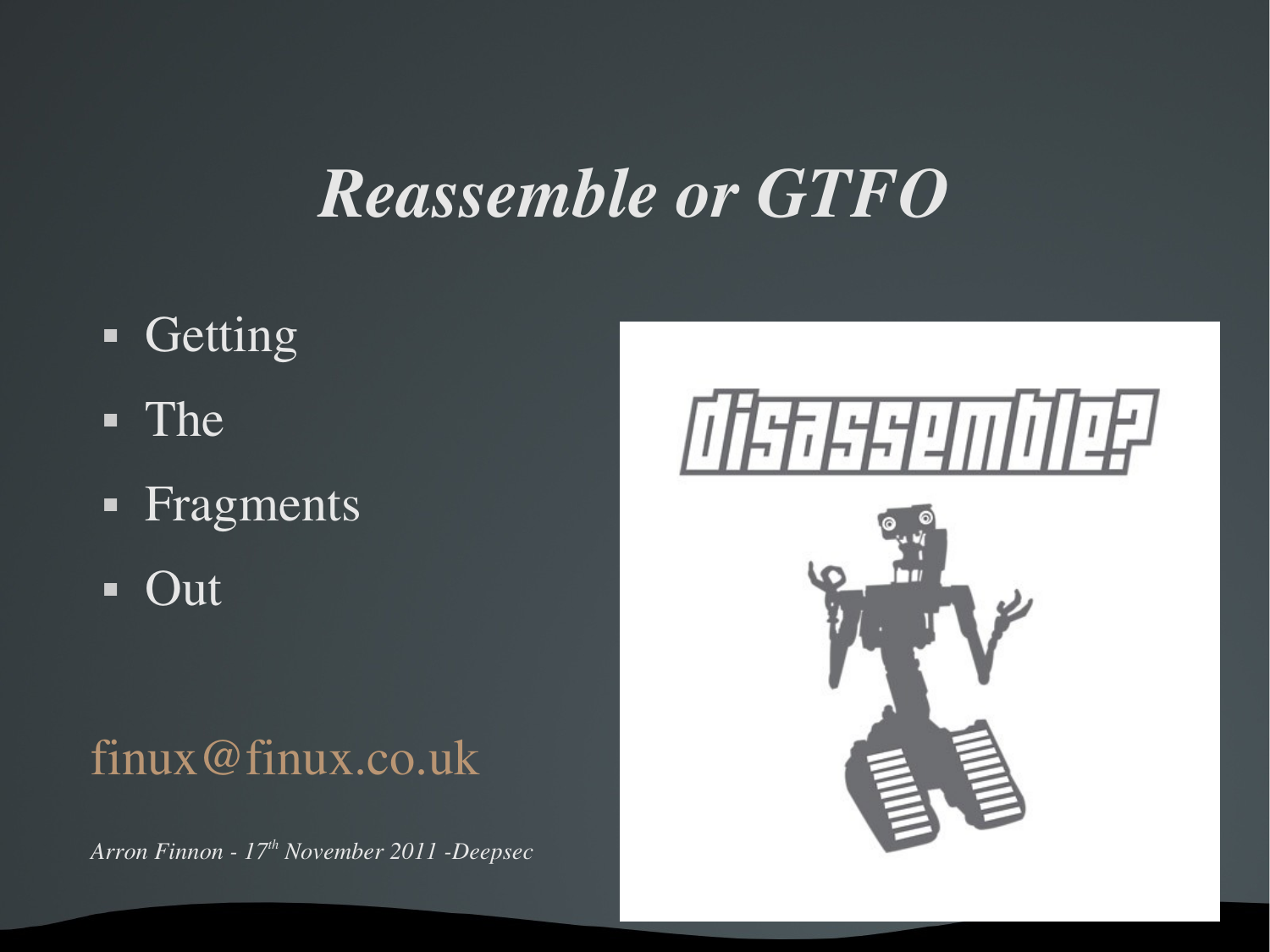# *Reassemble or GTFO*

- Getting
- The
- Fragments
- Out

finux@finux.co.uk

*Arron Finnon - 17th November 2011 -Deepsec*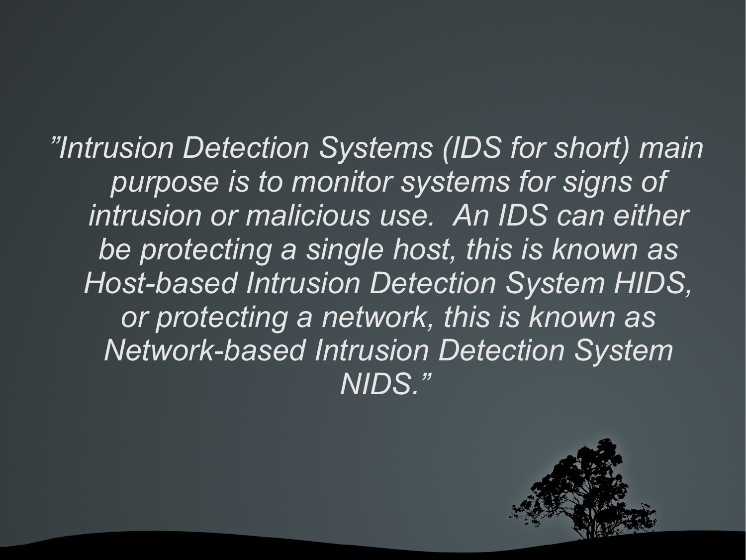*”Intrusion Detection Systems (IDS for short) main purpose is to monitor systems for signs of intrusion or malicious use.  An IDS can either be protecting a single host, this is known as Host-based Intrusion Detection System HIDS, or protecting a network, this is known as Network-based Intrusion Detection System NIDS.”*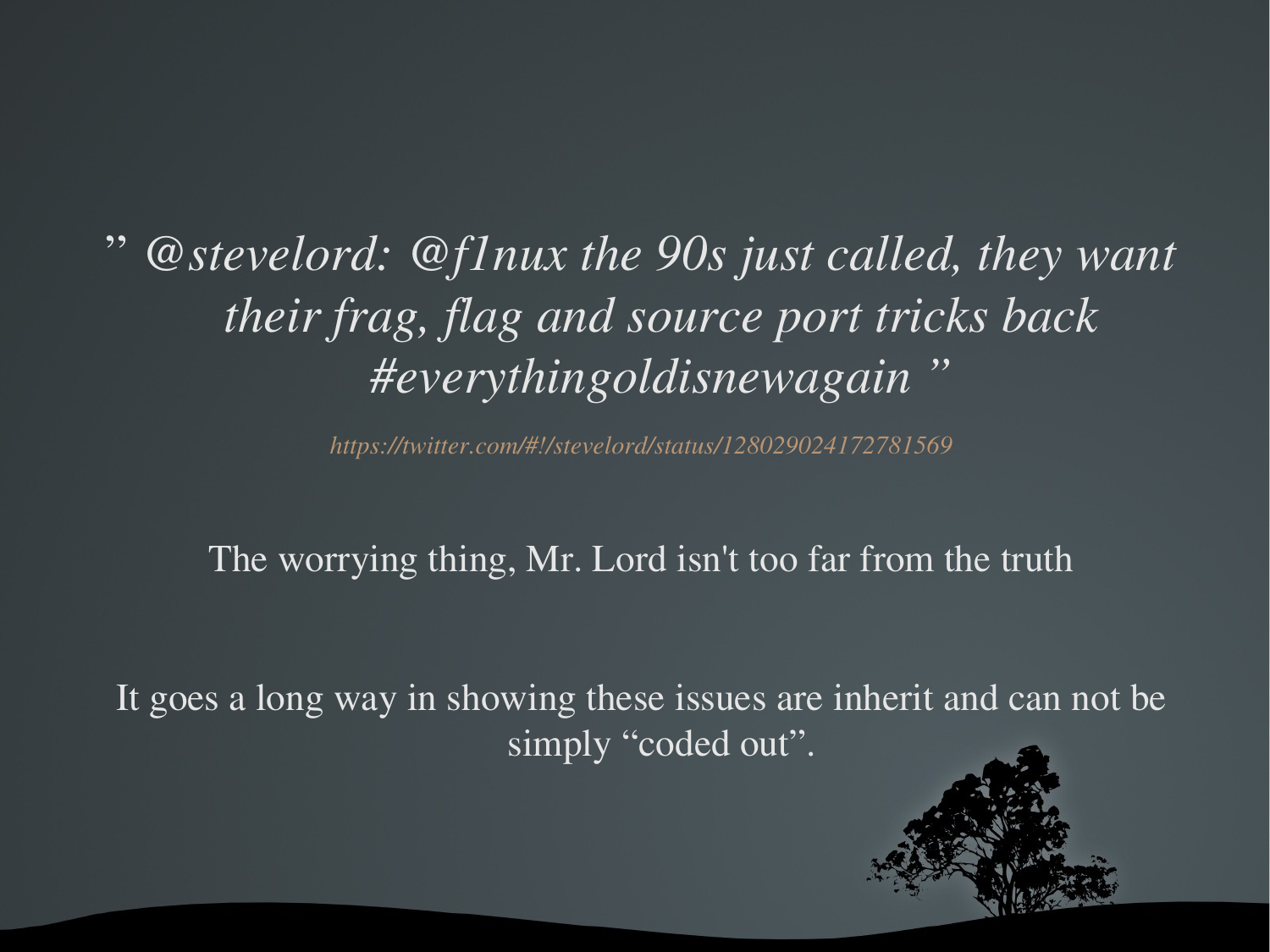*" @stevelord: @f1nux the 90s just called, they want their frag, flag and source port tricks back #everythingoldisnewagain "*

*https://twitter.com/#!/stevelord/status/128029024172781569*

The worrying thing, Mr. Lord isn't too far from the truth

It goes a long way in showing these issues are inherit and can not be simply "coded out".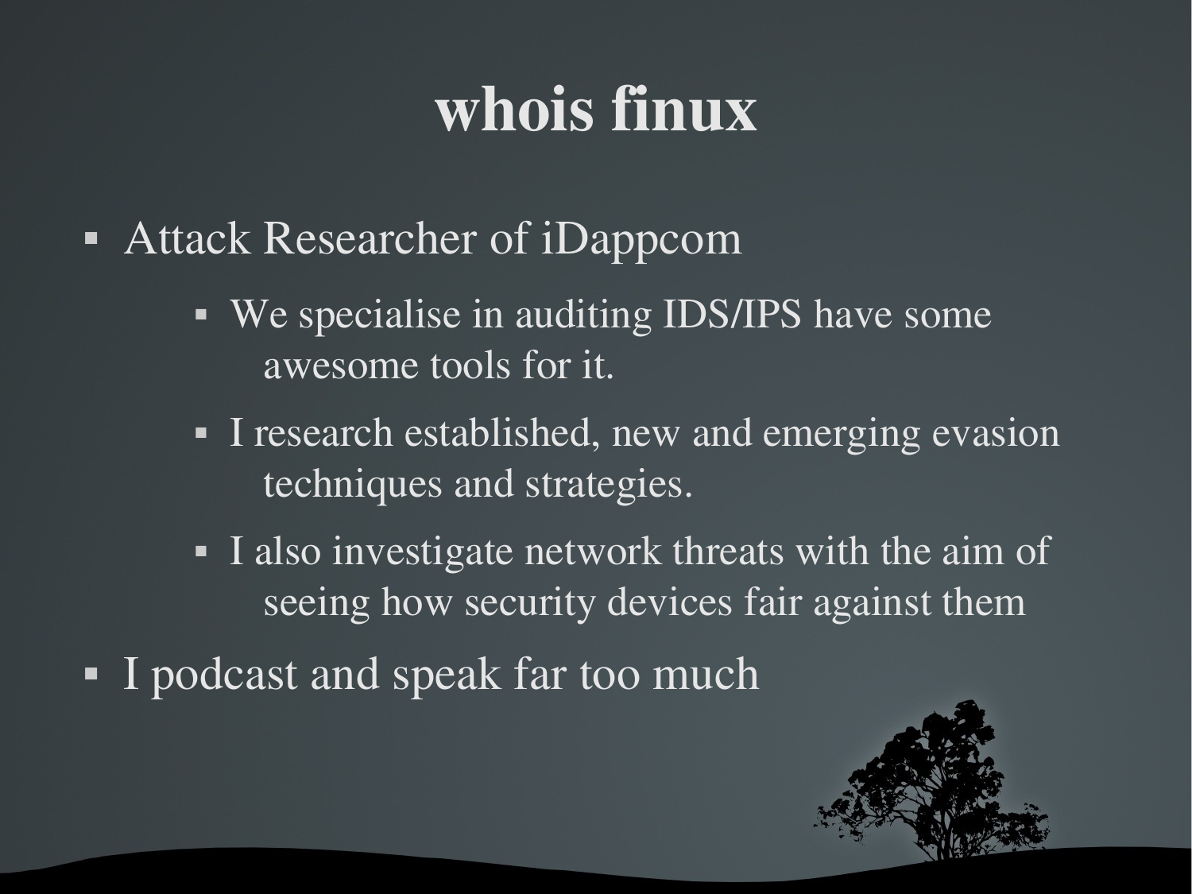# whois finux

- Attack Researcher of iDappcom
  - We specialise in auditing IDS/IPS have some awesome tools for it.
  - I research established, new and emerging evasion techniques and strategies.
  - I also investigate network threats with the aim of seeing how security devices fair against them
- I podcast and speak far too much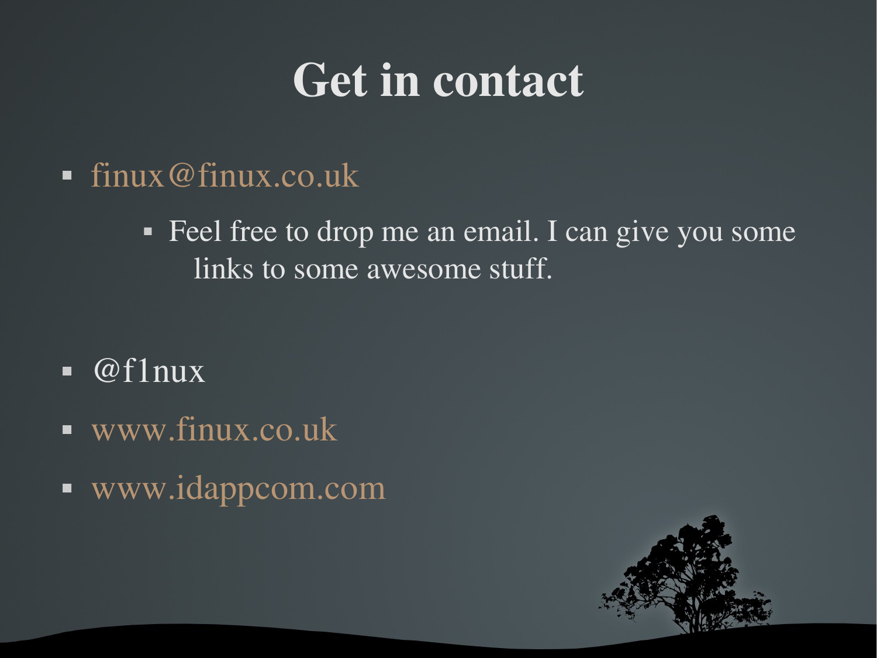# Get in contact

- finux@finux.co.uk
    - Feel free to drop me an email. I can give you some links to some awesome stuff.
- @f1nux
- www.finux.co.uk
- www.idappcom.com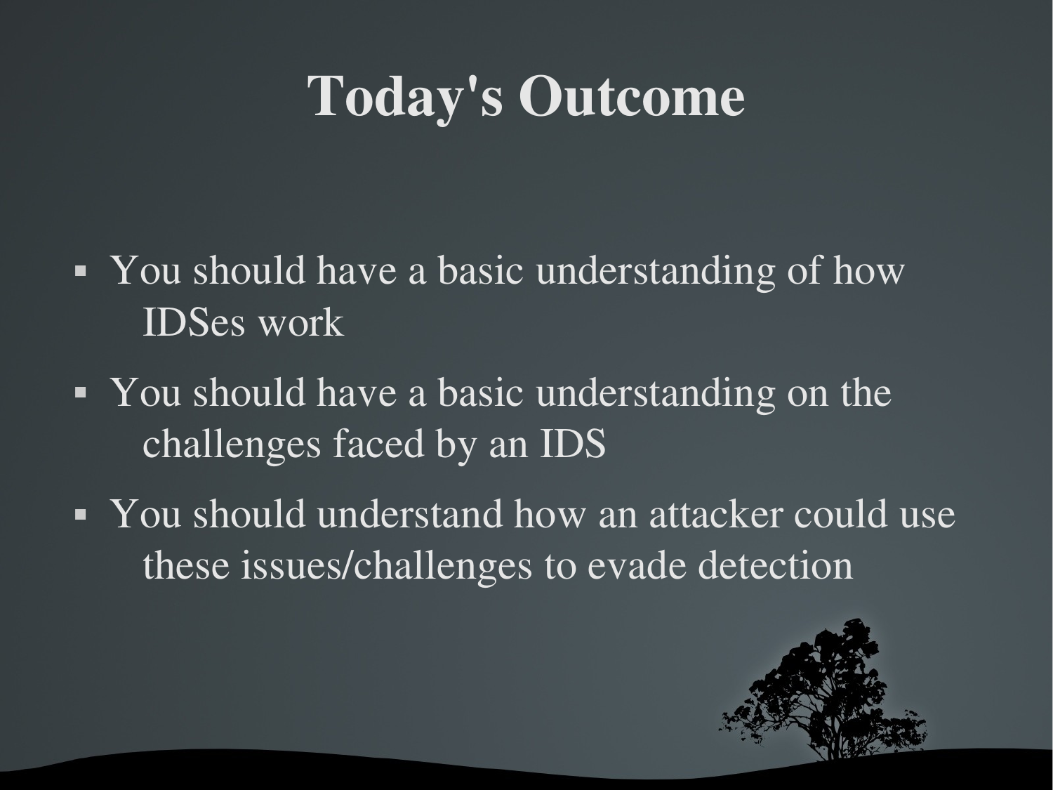# Today's Outcome

- You should have a basic understanding of how IDSes work
- You should have a basic understanding on the challenges faced by an IDS
- You should understand how an attacker could use these issues/challenges to evade detection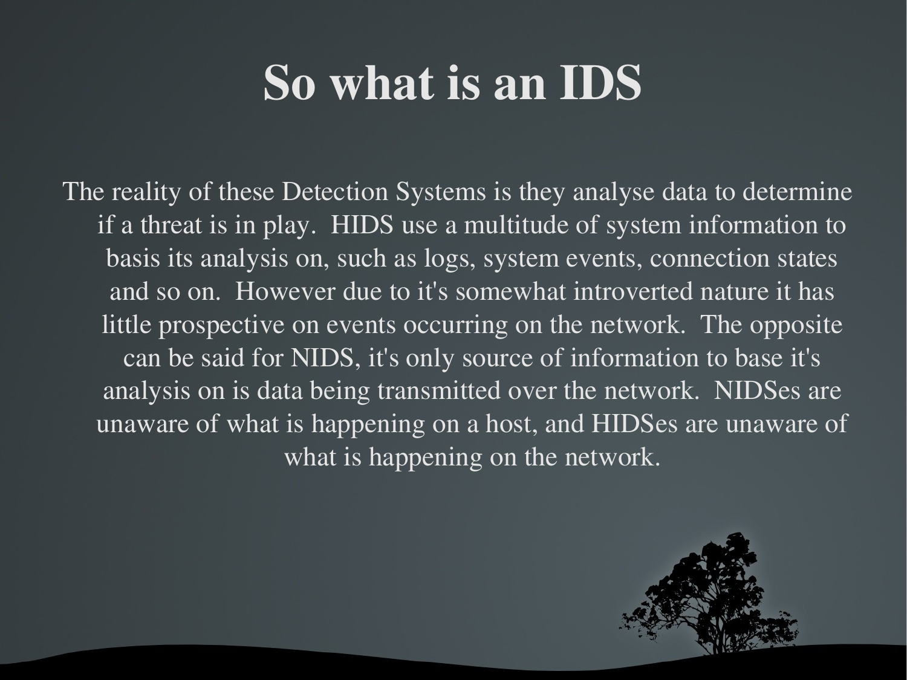# So what is an IDS

The reality of these Detection Systems is they analyse data to determine if a threat is in play.  HIDS use a multitude of system information to basis its analysis on, such as logs, system events, connection states and so on.  However due to it's somewhat introverted nature it has little prospective on events occurring on the network.  The opposite can be said for NIDS, it's only source of information to base it's analysis on is data being transmitted over the network.  NIDSes are unaware of what is happening on a host, and HIDSes are unaware of what is happening on the network.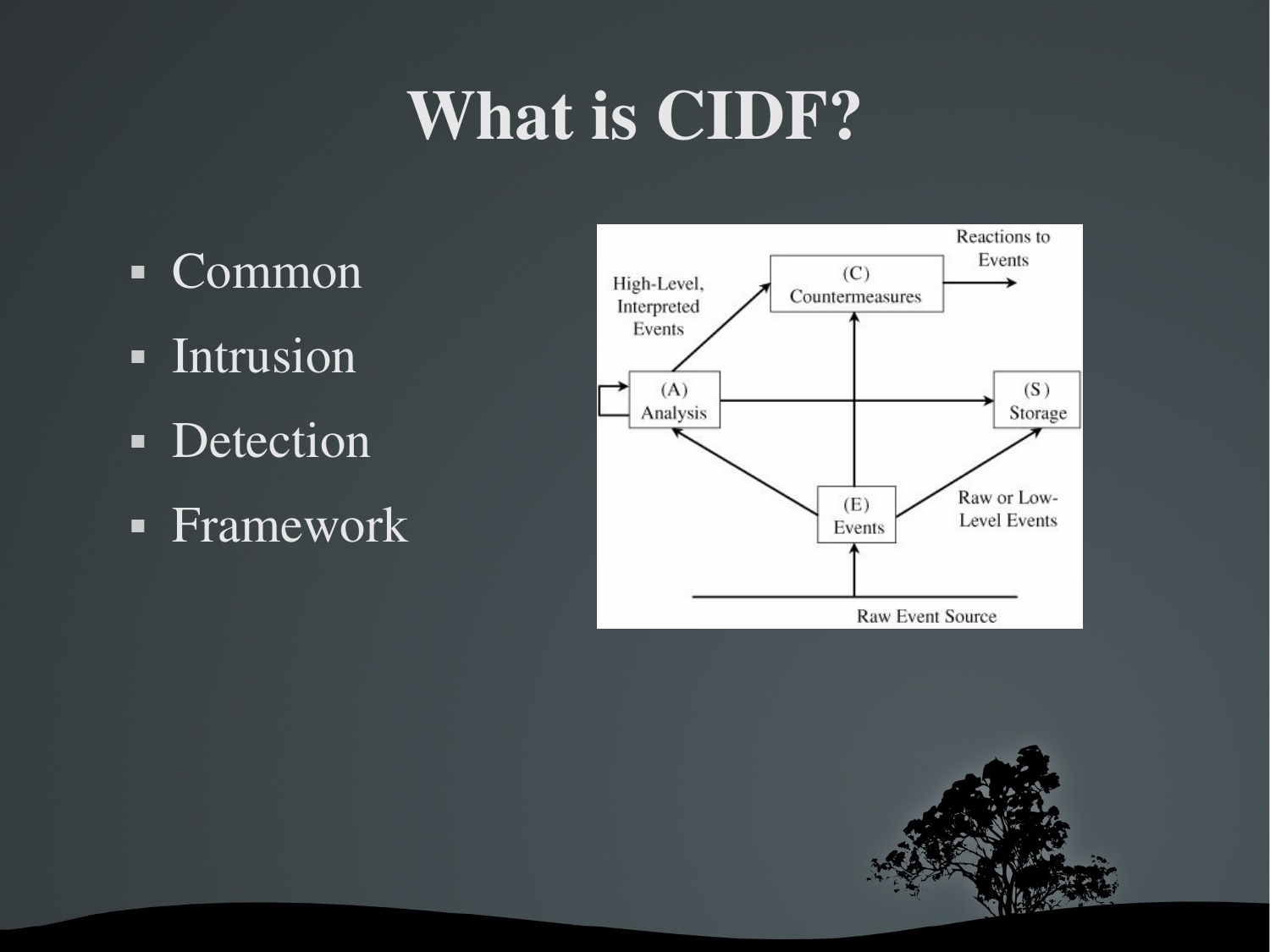# What is CIDF?

- Common
- Intrusion
- Detection
- Framework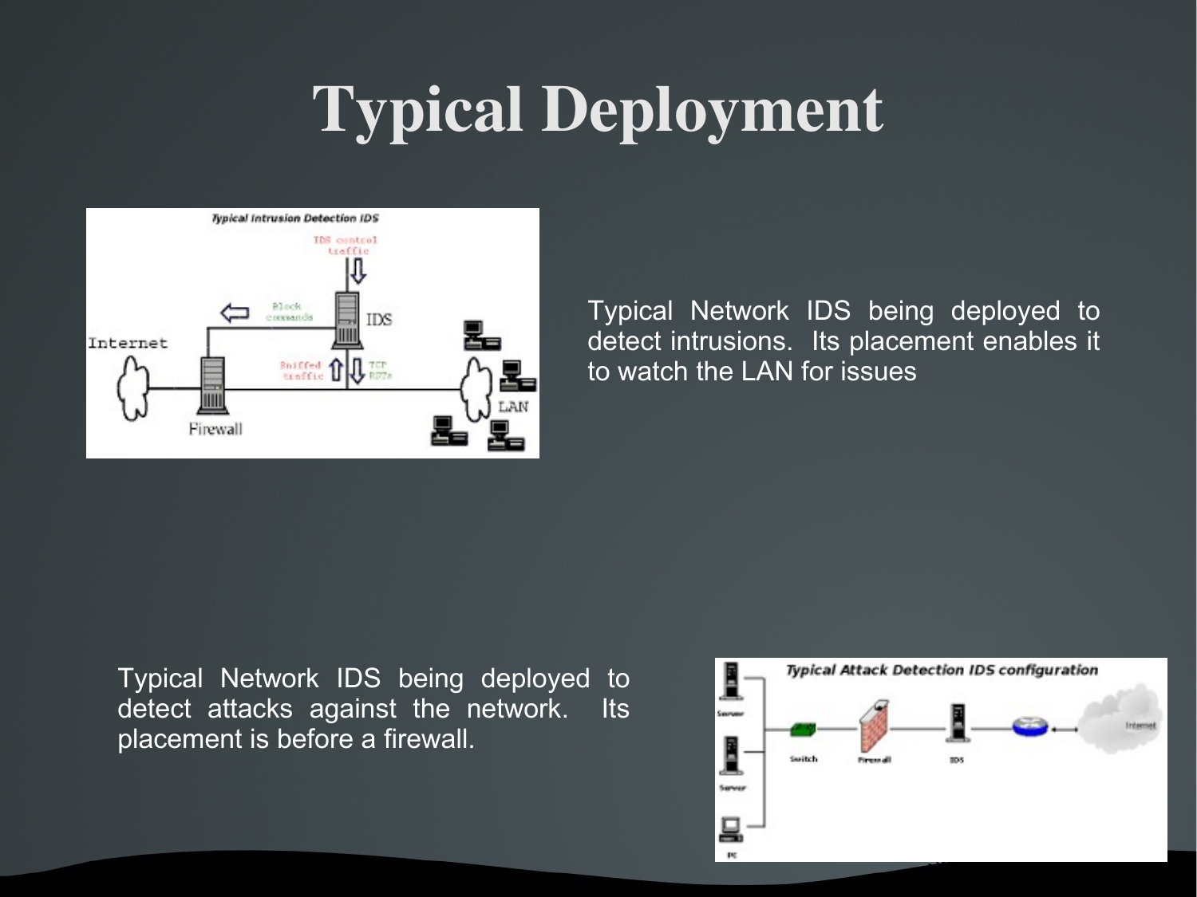# Typical Deployment

Typical Network IDS being deployed to detect intrusions. Its placement enables it to watch the LAN for issues

Typical Network IDS being deployed to detect attacks against the network. Its placement is before a firewall.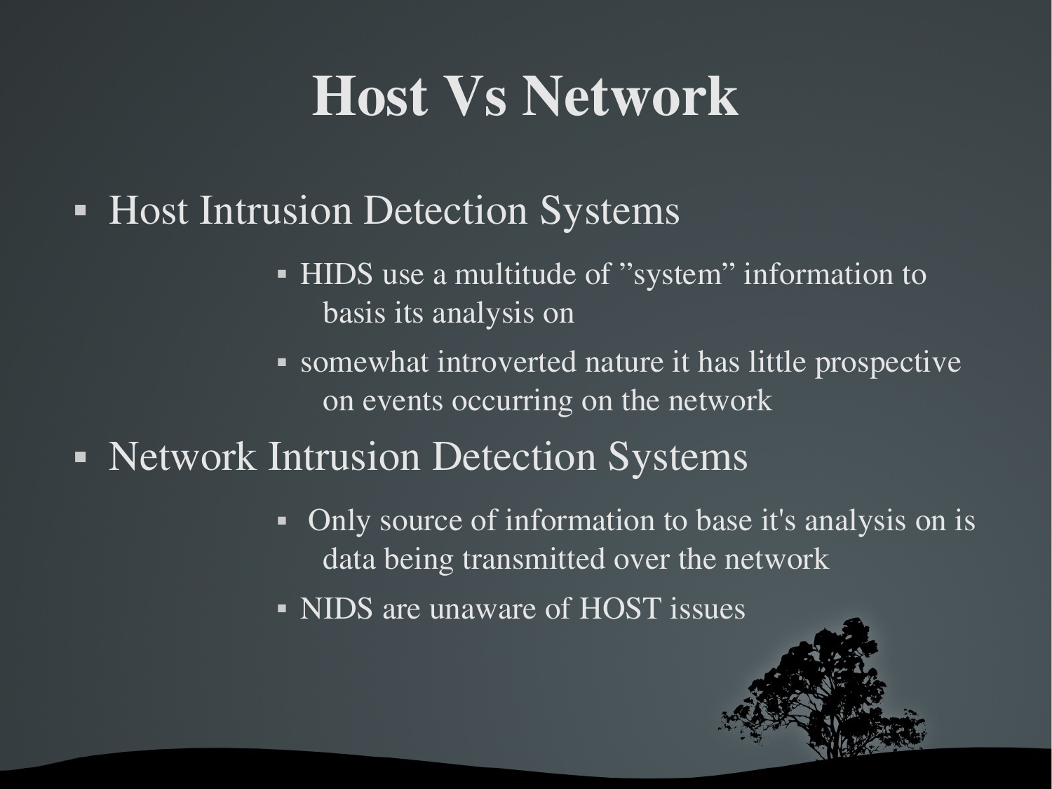# Host Vs Network

- Host Intrusion Detection Systems
  - HIDS use a multitude of ”system” information to basis its analysis on
  - somewhat introverted nature it has little prospective on events occurring on the network
- Network Intrusion Detection Systems
  - Only source of information to base it's analysis on is data being transmitted over the network
  - NIDS are unaware of HOST issues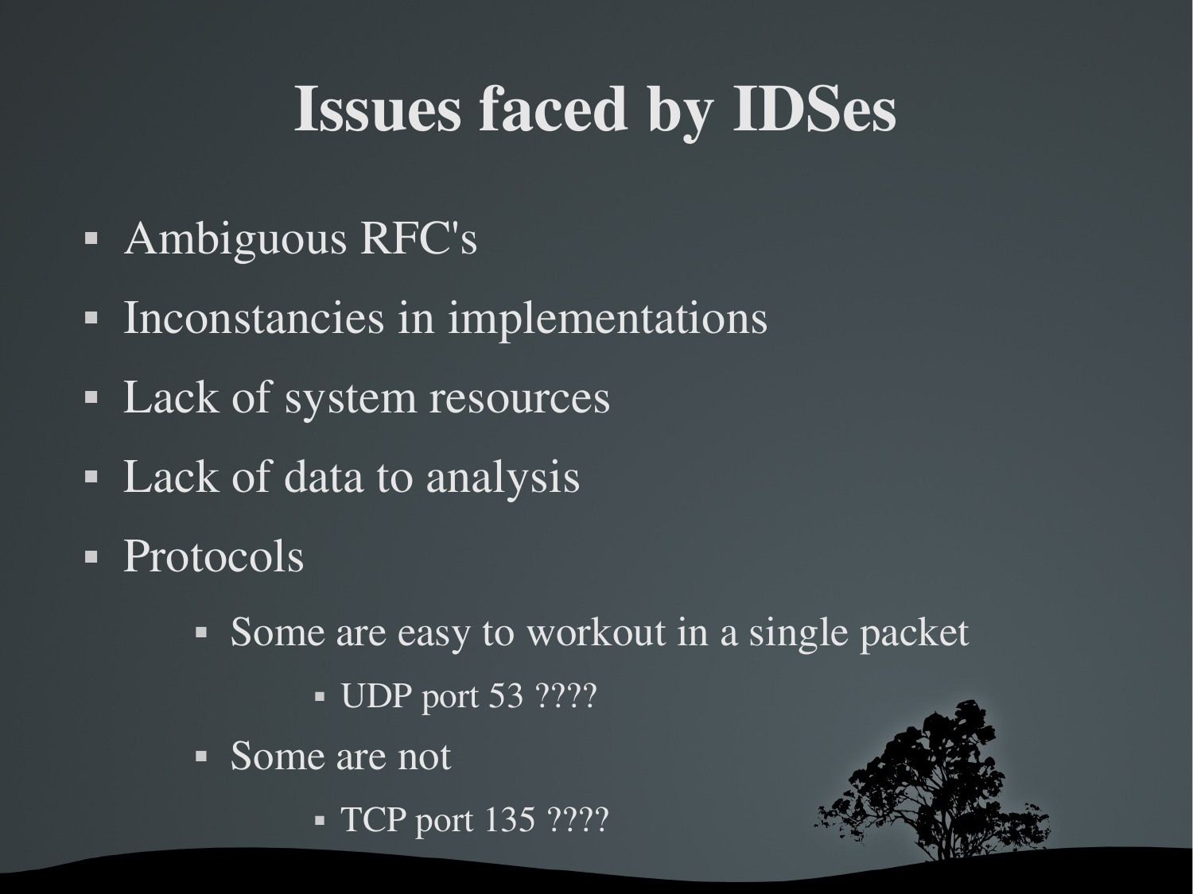# Issues faced by IDSes

- Ambiguous RFC's
- Inconstancies in implementations
- Lack of system resources
- Lack of data to analysis
- Protocols
  - Some are easy to workout in a single packet
    - UDP port 53 ????
  - Some are not
    - TCP port 135 ????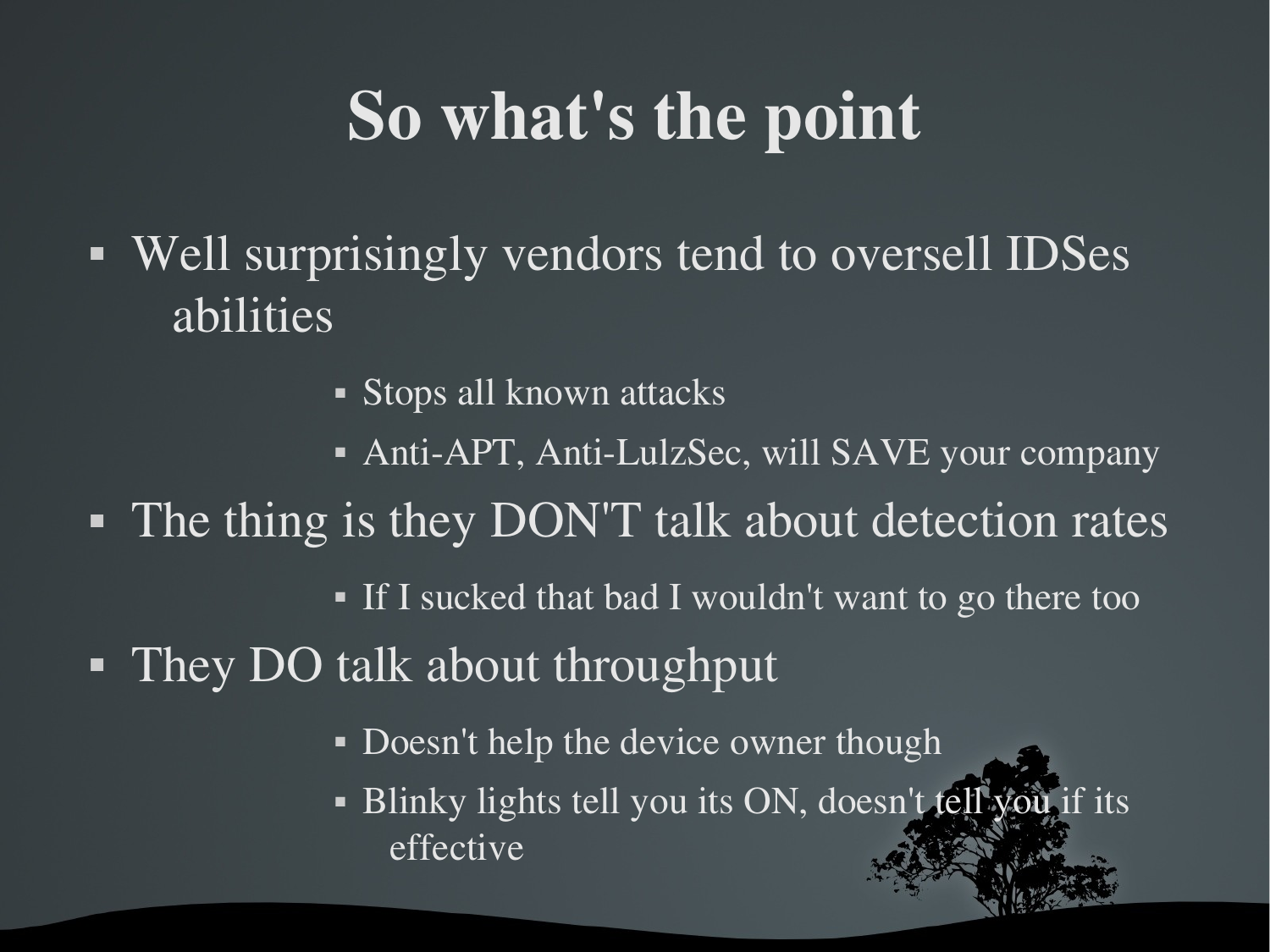# So what's the point

- Well surprisingly vendors tend to oversell IDSes abilities
  - Stops all known attacks
  - Anti-APT, Anti-LulzSec, will SAVE your company
- The thing is they DON'T talk about detection rates
  - If I sucked that bad I wouldn't want to go there too
- They DO talk about throughput
  - Doesn't help the device owner though
  - Blinky lights tell you its ON, doesn't tell you if its effective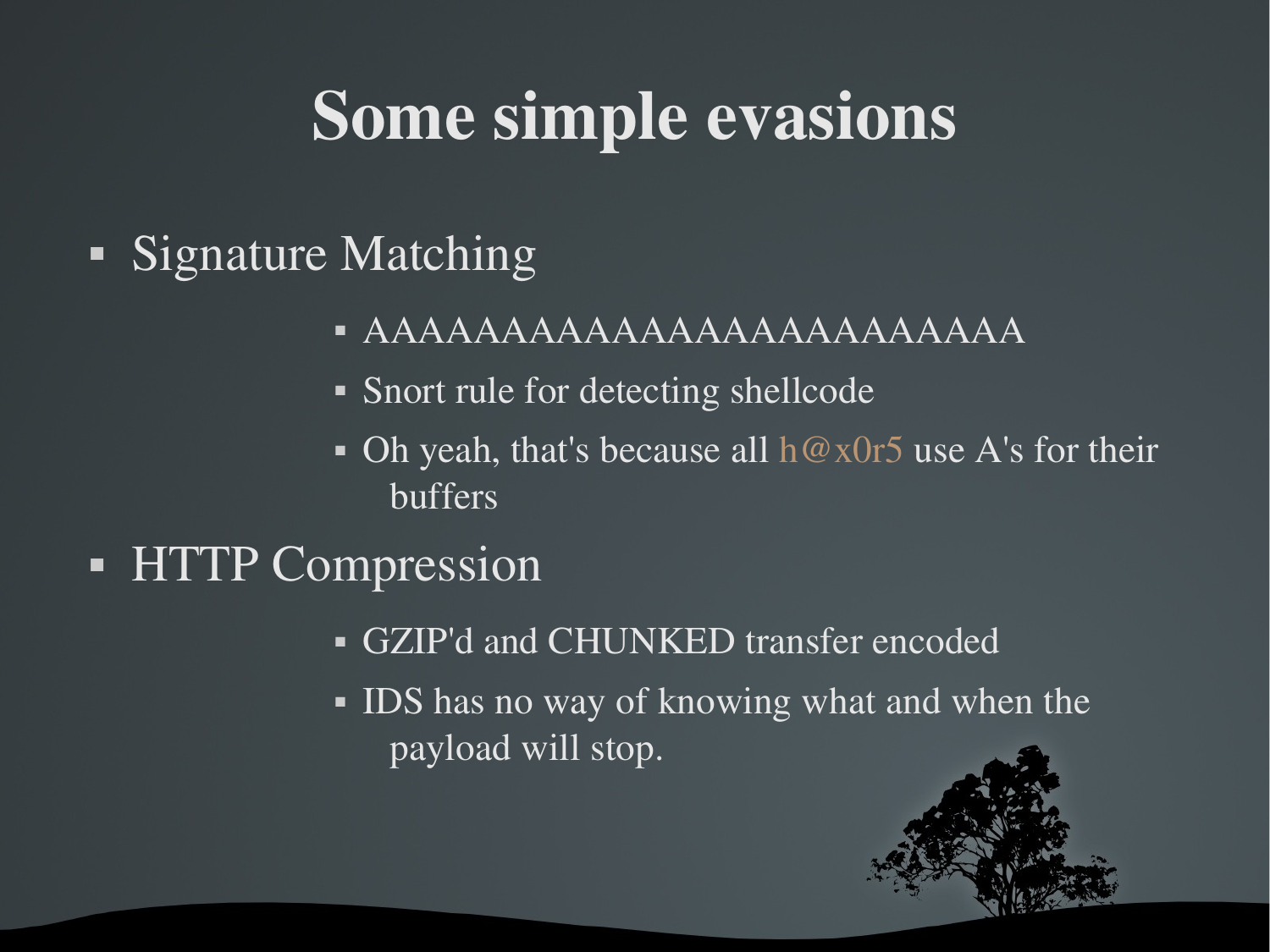# Some simple evasions

- Signature Matching
  - AAAAAAAAAAAAAAAAAAAAAAAA
  - Snort rule for detecting shellcode
  - Oh yeah, that's because all h@x0r5 use A's for their buffers
- HTTP Compression
  - GZIP'd and CHUNKED transfer encoded
  - IDS has no way of knowing what and when the payload will stop.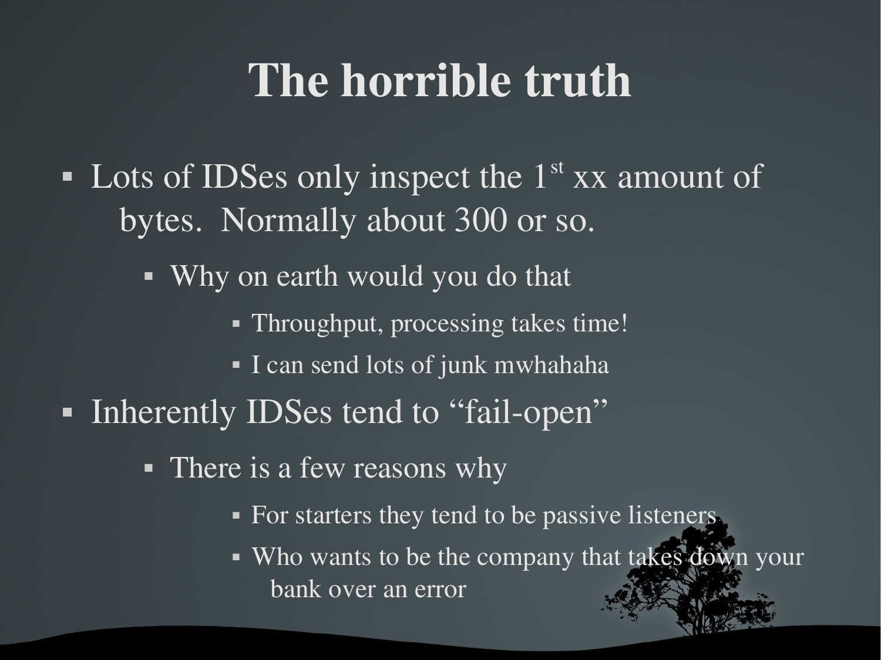# The horrible truth

- Lots of IDSes only inspect the 1st xx amount of bytes. Normally about 300 or so.
  - Why on earth would you do that
    - Throughput, processing takes time!
    - I can send lots of junk mwhahaha
- Inherently IDSes tend to “fail-open”
  - There is a few reasons why
    - For starters they tend to be passive listeners
    - Who wants to be the company that takes down your bank over an error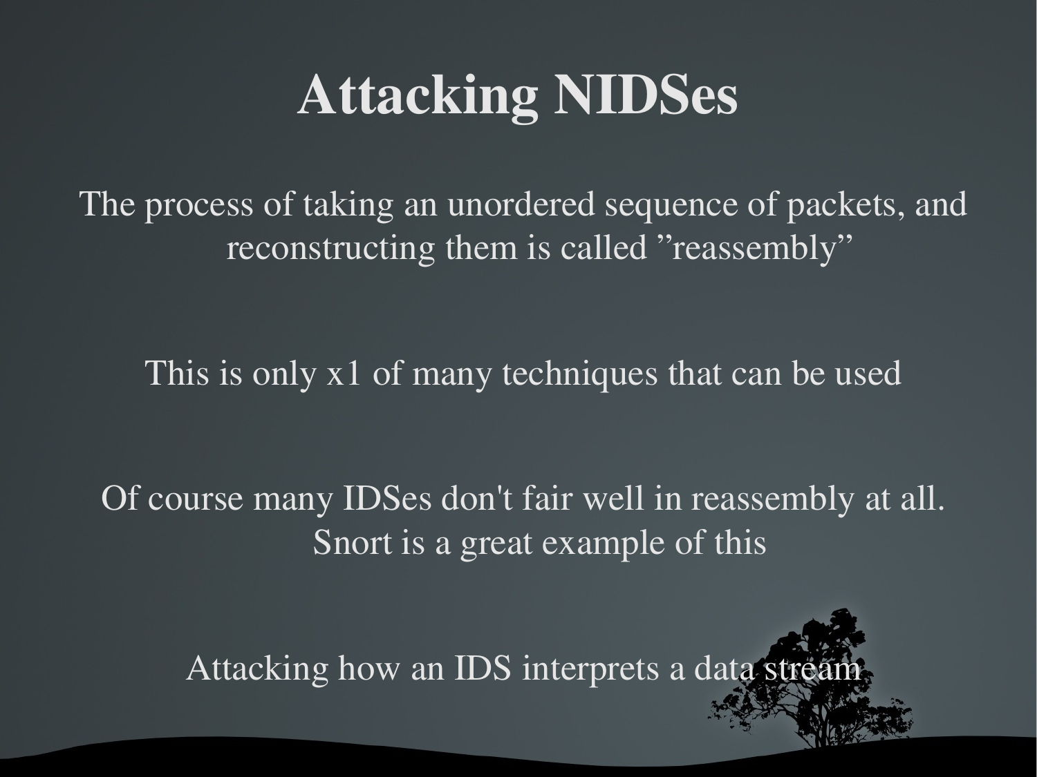# Attacking NIDSes

The process of taking an unordered sequence of packets, and reconstructing them is called ”reassembly”

This is only x1 of many techniques that can be used

Of course many IDSes don't fair well in reassembly at all. Snort is a great example of this

Attacking how an IDS interprets a data stream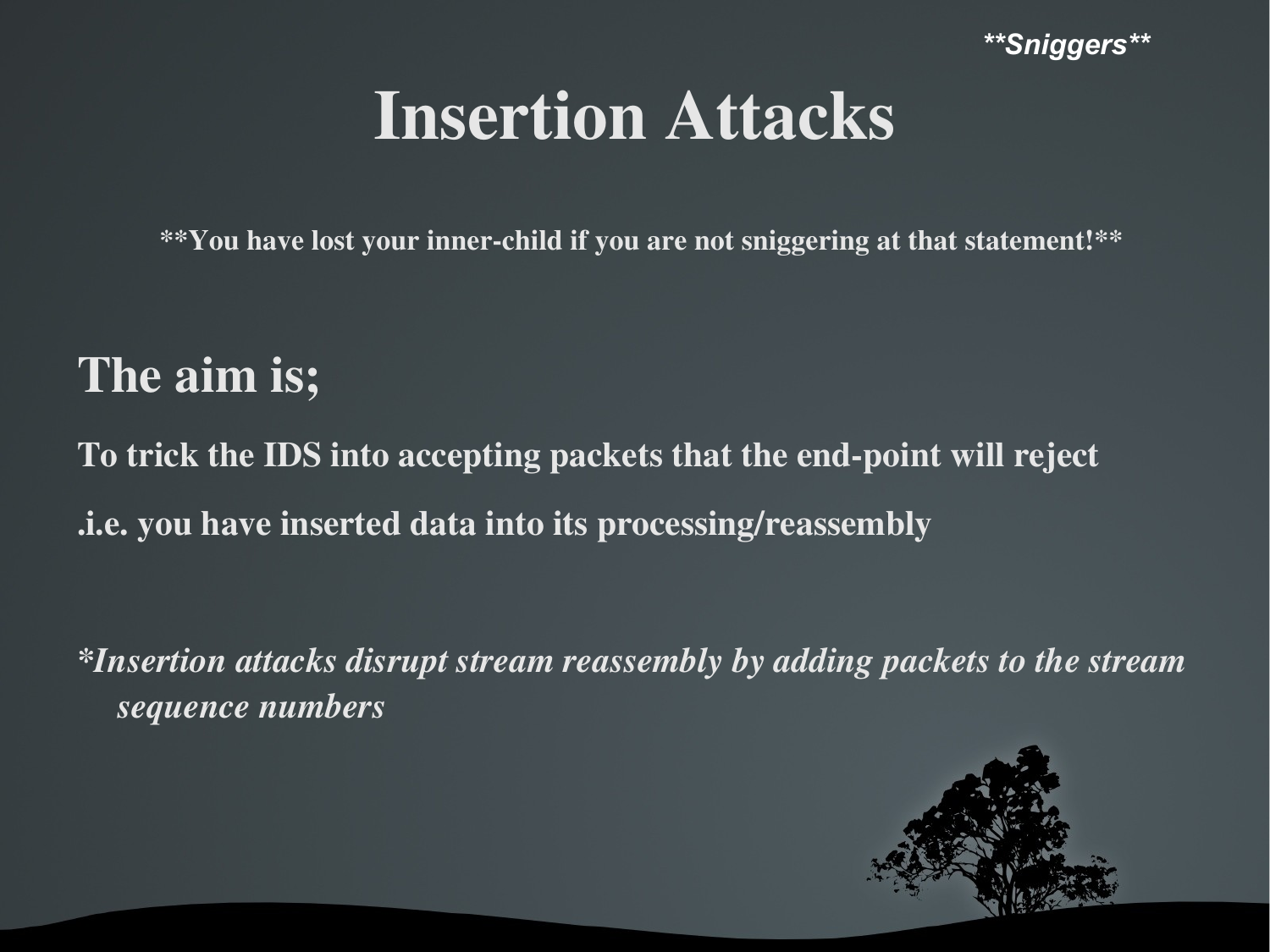***Sniggers***

# Insertion Attacks

**\*\*You have lost your inner-child if you are not sniggering at that statement!\*\***

## The aim is;

**To trick the IDS into accepting packets that the end-point will reject**

**.i.e. you have inserted data into its processing/reassembly**

***Insertion attacks disrupt stream reassembly by adding packets to the stream sequence numbers***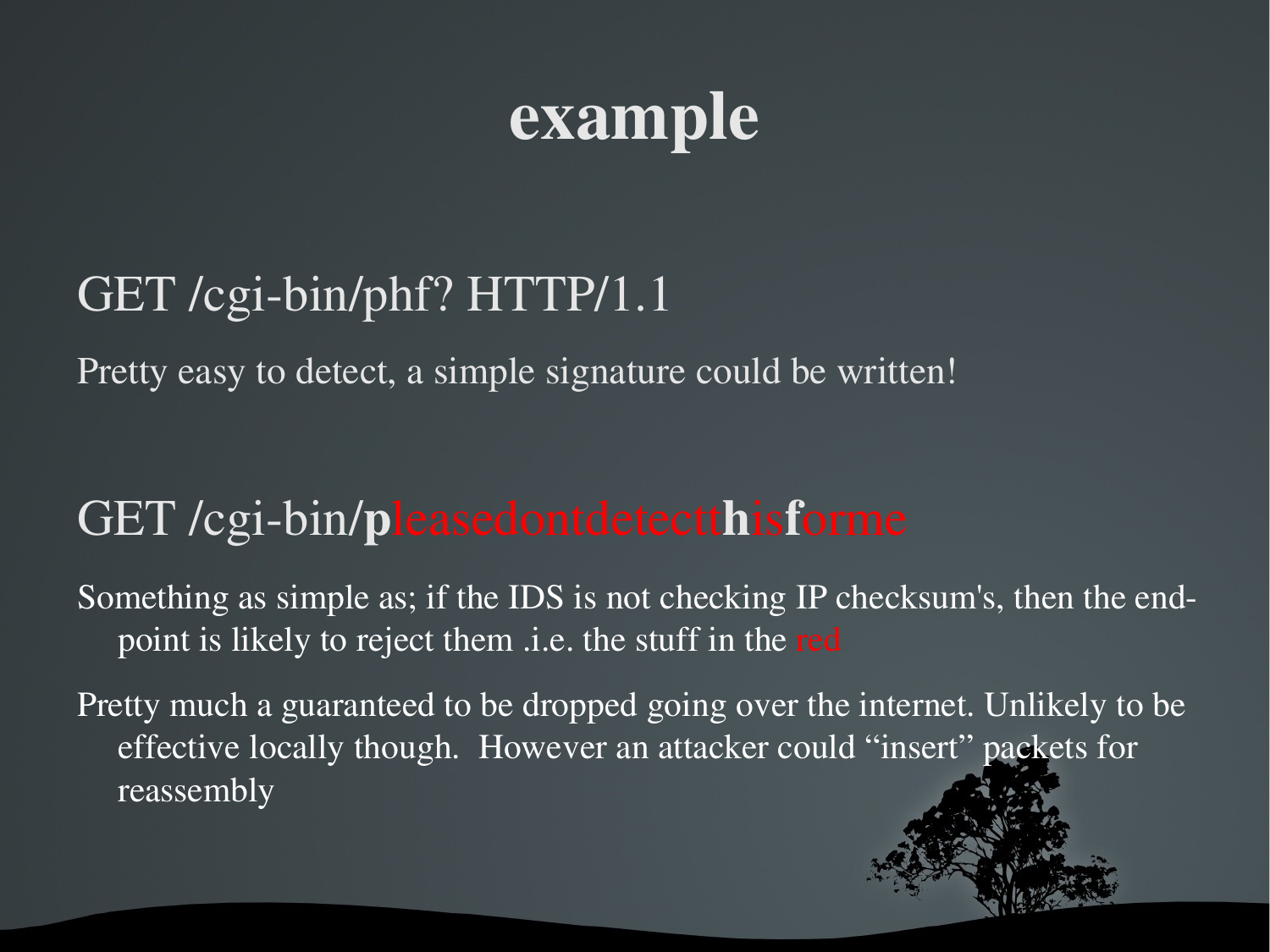# example

GET /cgi-bin/phf? HTTP/1.1

Pretty easy to detect, a simple signature could be written!

GET /cgi-bin/**p**leasedontdetectt**h**is**f**orme

Something as simple as; if the IDS is not checking IP checksum's, then the end-point is likely to reject them .i.e. the stuff in the red

Pretty much a guaranteed to be dropped going over the internet. Unlikely to be effective locally though.  However an attacker could "insert" packets for reassembly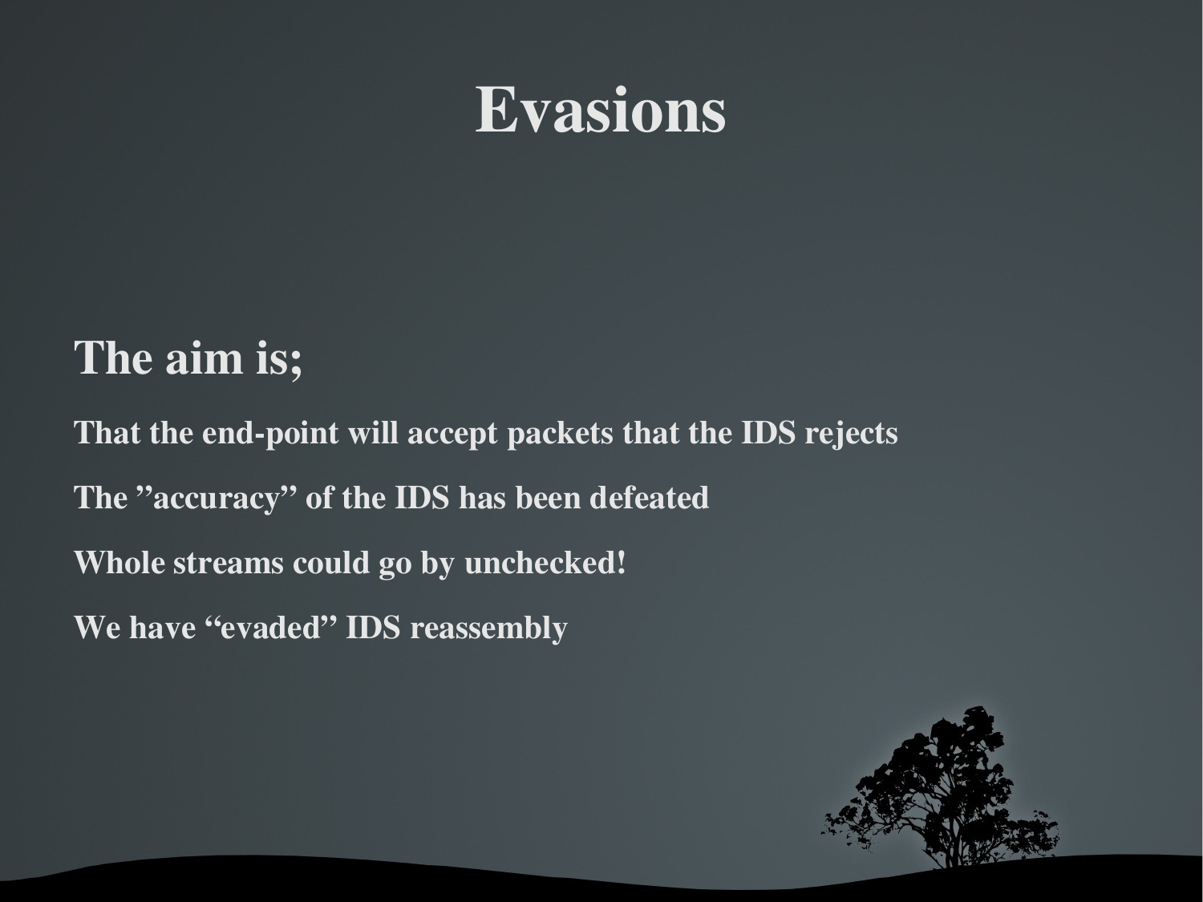# Evasions

**The aim is;**

**That the end-point will accept packets that the IDS rejects**

**The ”accuracy” of the IDS has been defeated**

**Whole streams could go by unchecked!**

**We have “evaded” IDS reassembly**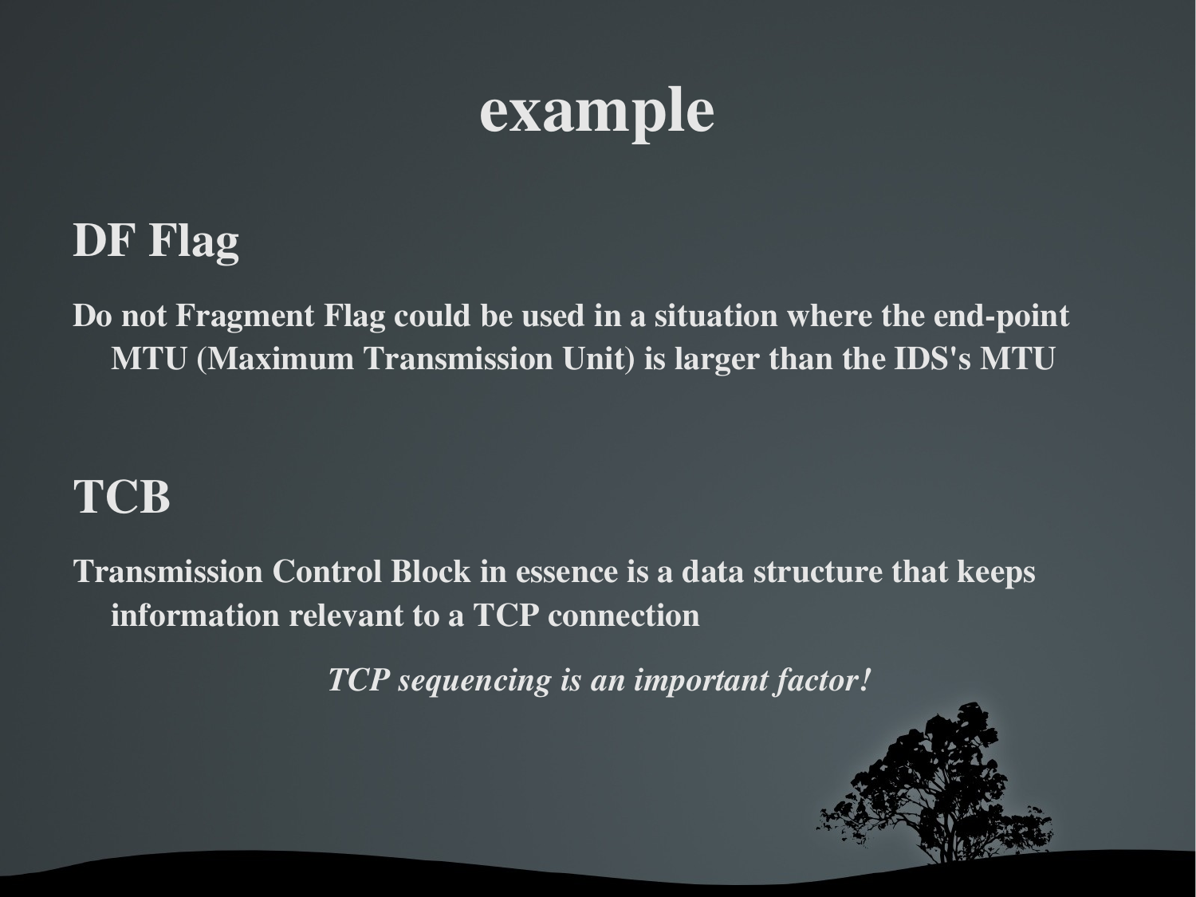# example

## DF Flag

Do not Fragment Flag could be used in a situation where the end-point MTU (Maximum Transmission Unit) is larger than the IDS's MTU

## TCB

Transmission Control Block in essence is a data structure that keeps information relevant to a TCP connection

*TCP sequencing is an important factor!*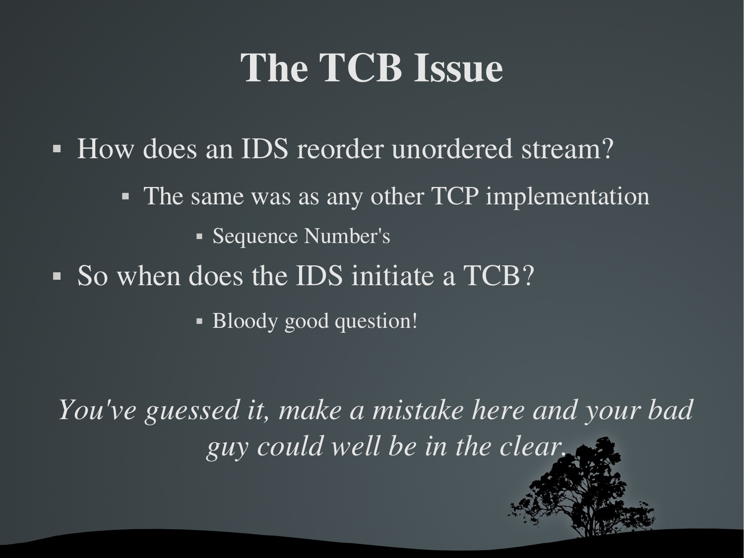# The TCB Issue

- How does an IDS reorder unordered stream?
  - The same was as any other TCP implementation
    - Sequence Number's
- So when does the IDS initiate a TCB?
    - Bloody good question!

*You've guessed it, make a mistake here and your bad guy could well be in the clear.*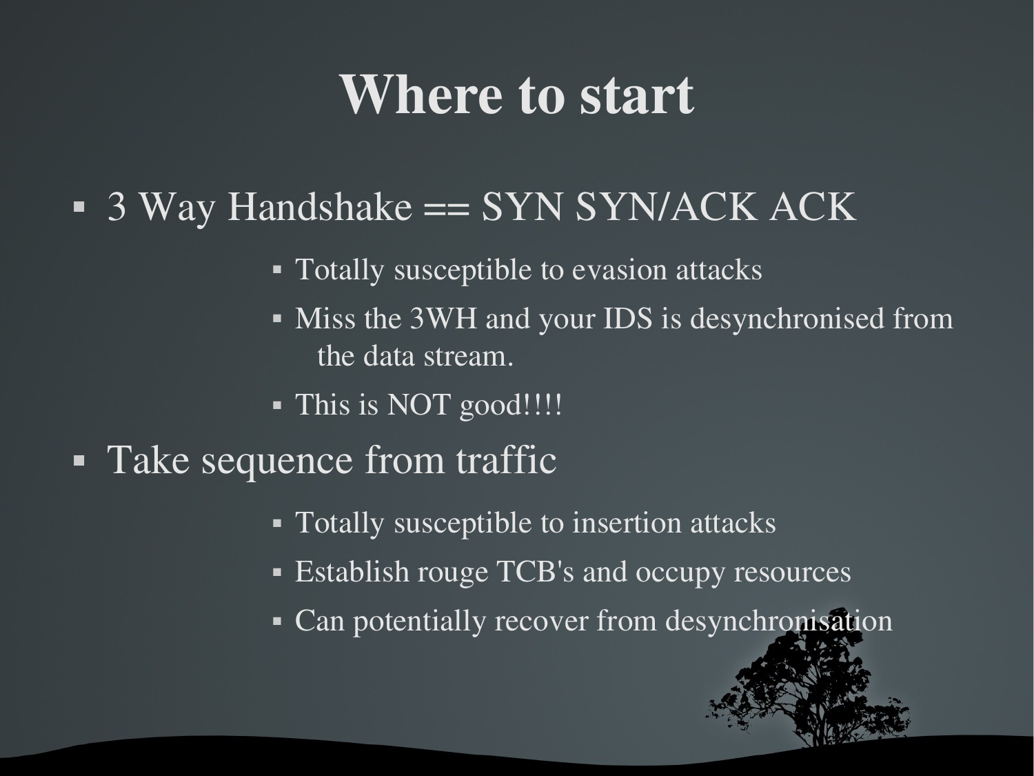# Where to start

- 3 Way Handshake == SYN SYN/ACK ACK
  - Totally susceptible to evasion attacks
  - Miss the 3WH and your IDS is desynchronised from the data stream.
  - This is NOT good!!!!
- Take sequence from traffic
  - Totally susceptible to insertion attacks
  - Establish rouge TCB's and occupy resources
  - Can potentially recover from desynchronisation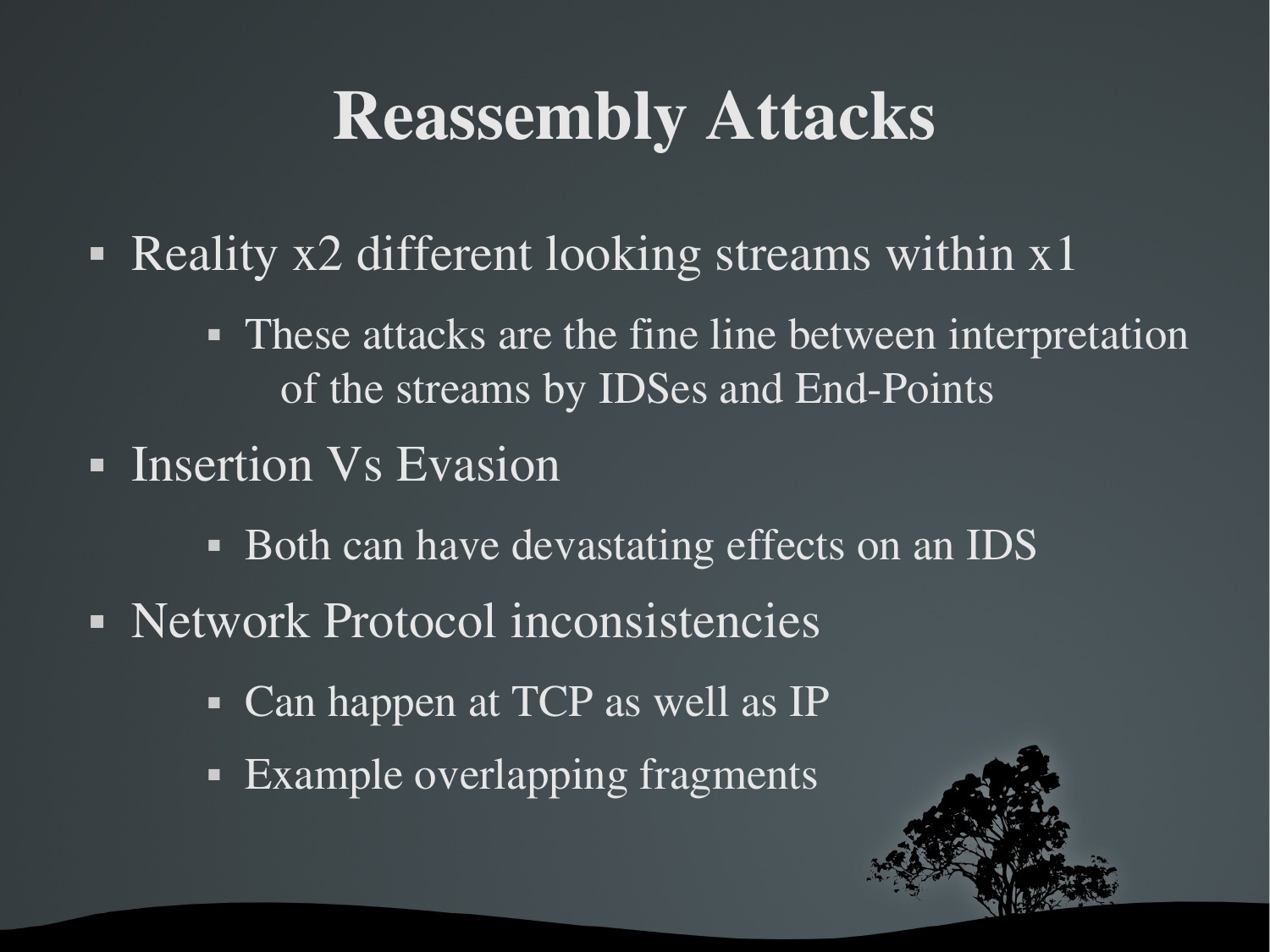# Reassembly Attacks

- Reality x2 different looking streams within x1
  - These attacks are the fine line between interpretation of the streams by IDSes and End-Points
- Insertion Vs Evasion
  - Both can have devastating effects on an IDS
- Network Protocol inconsistencies
  - Can happen at TCP as well as IP
  - Example overlapping fragments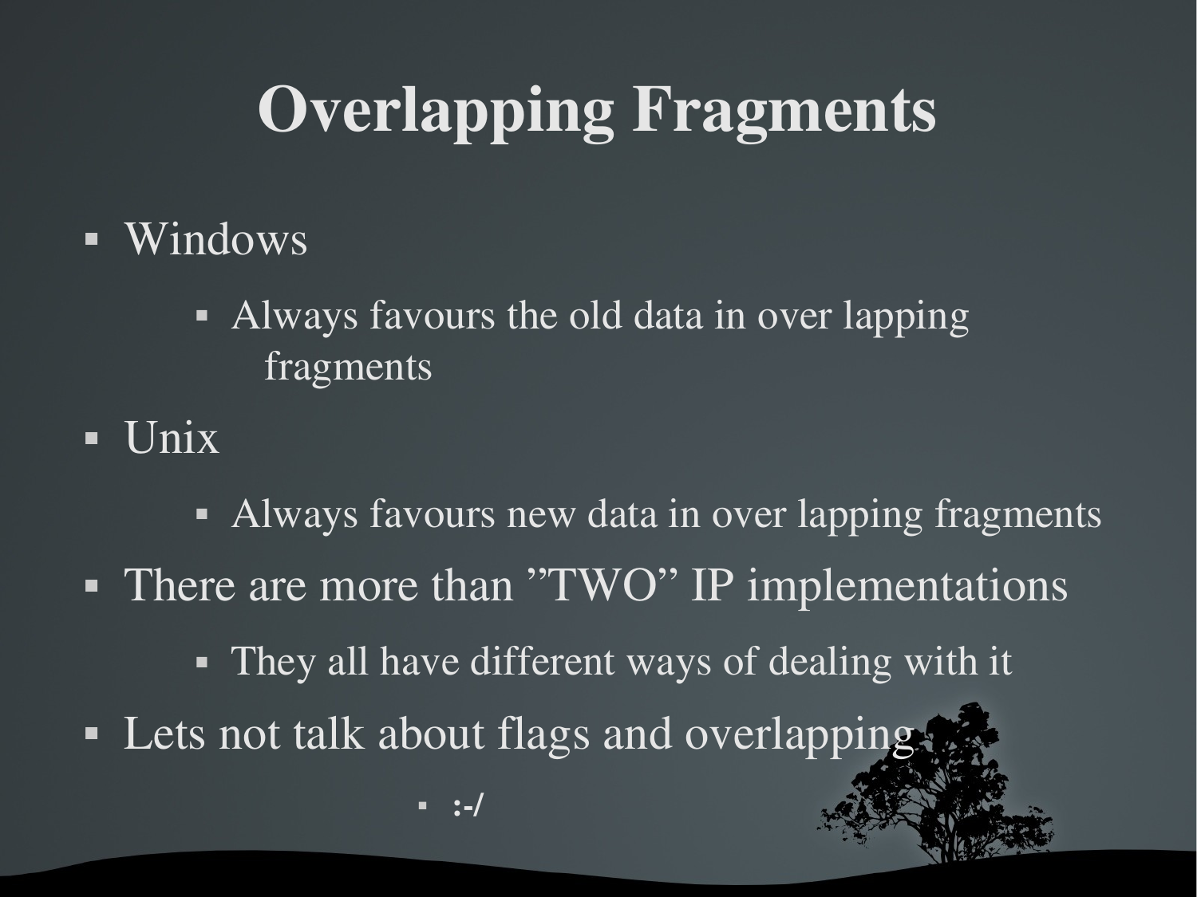# Overlapping Fragments

- Windows
  - Always favours the old data in over lapping fragments
- Unix
  - Always favours new data in over lapping fragments
- There are more than ”TWO” IP implementations
  - They all have different ways of dealing with it
- Lets not talk about flags and overlapping
  - **:-/**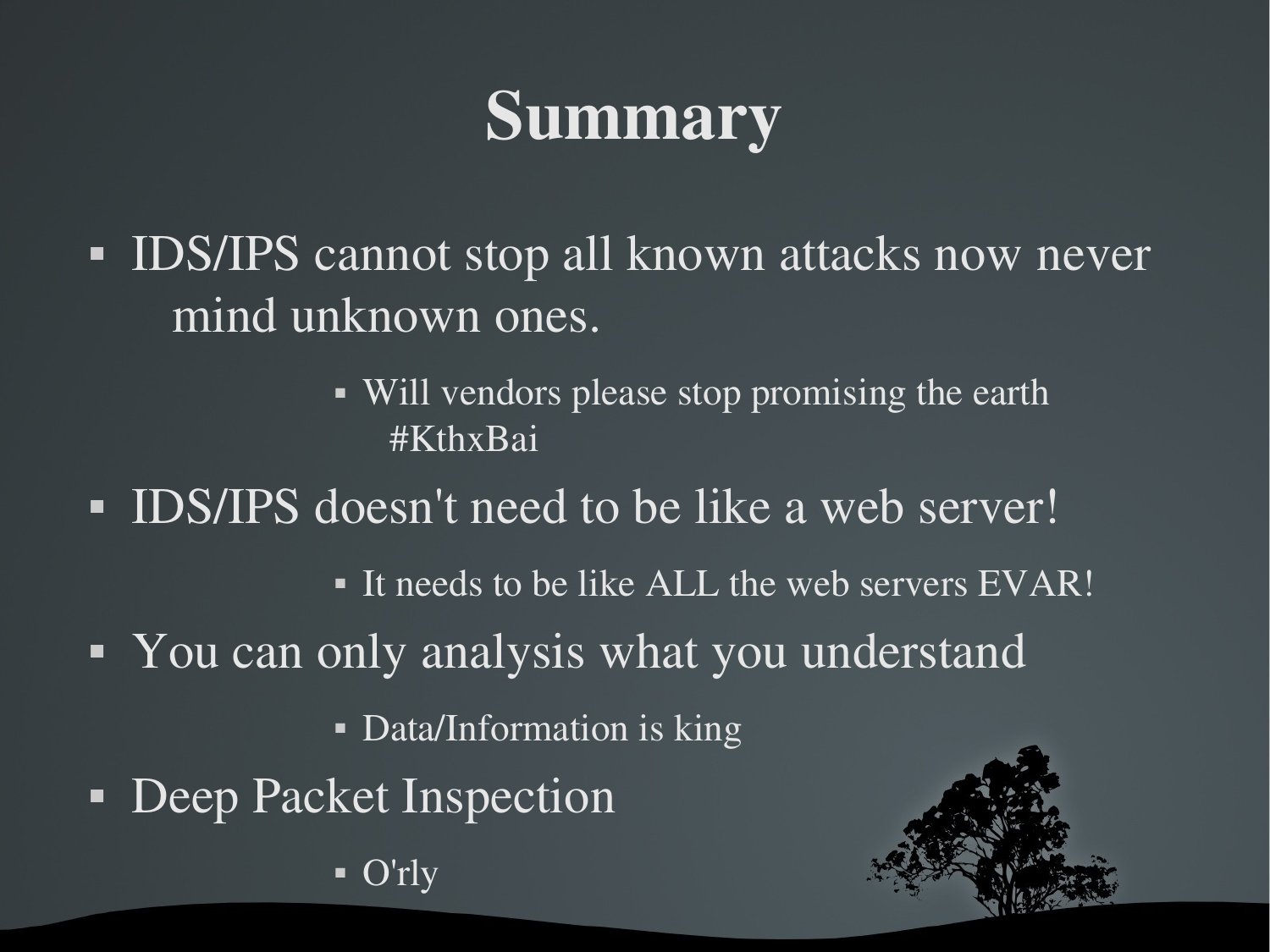# Summary

- IDS/IPS cannot stop all known attacks now never mind unknown ones.
  - Will vendors please stop promising the earth #KthxBai
- IDS/IPS doesn't need to be like a web server!
  - It needs to be like ALL the web servers EVAR!
- You can only analysis what you understand
  - Data/Information is king
- Deep Packet Inspection
  - O'rly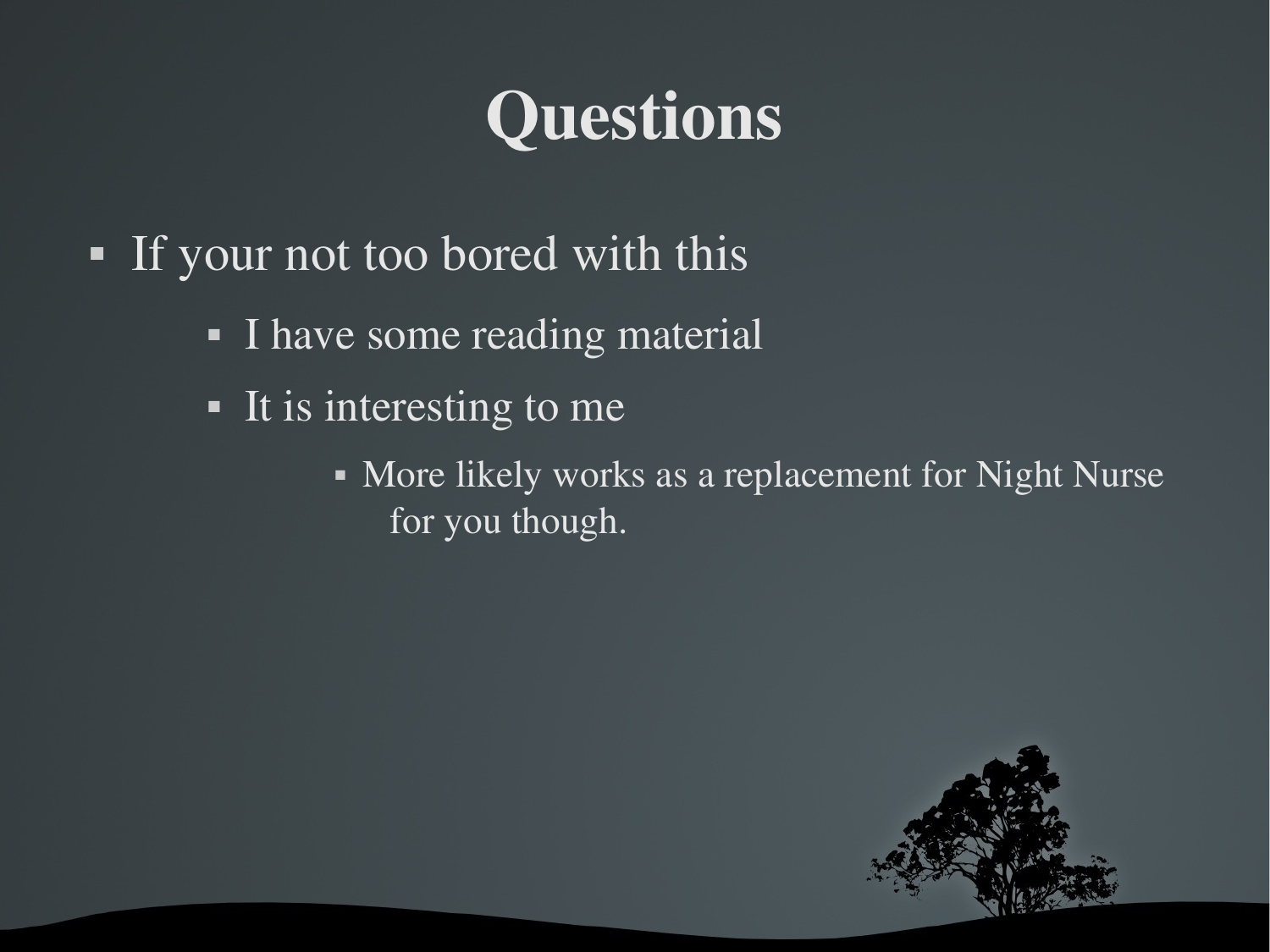# Questions

- If your not too bored with this
  - I have some reading material
  - It is interesting to me
    - More likely works as a replacement for Night Nurse for you though.